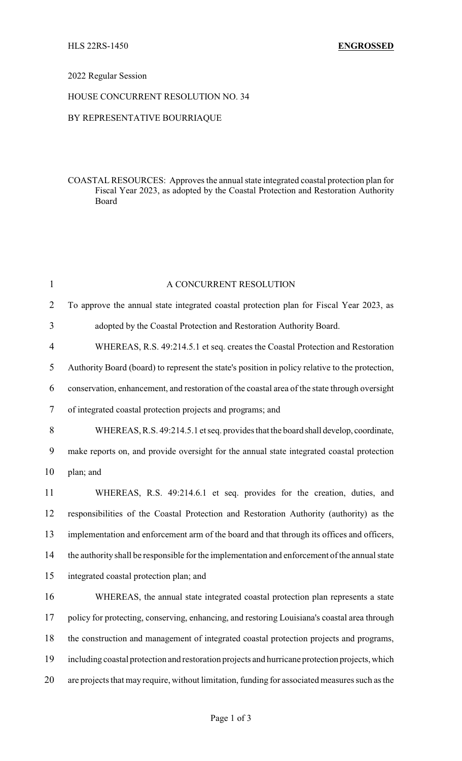HLS 22RS-1450 **ENGROSSED**

2022 Regular Session

HOUSE CONCURRENT RESOLUTION NO. 34

BY REPRESENTATIVE BOURRIAQUE

COASTAL RESOURCES: Approves the annual state integrated coastal protection plan for Fiscal Year 2023, as adopted by the Coastal Protection and Restoration Authority Board

A CONCURRENT RESOLUTION

To approve the annual state integrated coastal protection plan for Fiscal Year 2023, as adopted by the Coastal Protection and Restoration Authority Board.

WHEREAS, R.S. 49:214.5.1 et seq. creates the Coastal Protection and Restoration Authority Board (board) to represent the state's position in policy relative to the protection, conservation, enhancement, and restoration of the coastal area of the state through oversight of integrated coastal protection projects and programs; and

WHEREAS, R.S. 49:214.5.1 et seq. provides that the board shall develop, coordinate, make reports on, and provide oversight for the annual state integrated coastal protection plan; and

WHEREAS, R.S. 49:214.6.1 et seq. provides for the creation, duties, and responsibilities of the Coastal Protection and Restoration Authority (authority) as the implementation and enforcement arm of the board and that through its offices and officers, the authority shall be responsible for the implementation and enforcement of the annual state integrated coastal protection plan; and

WHEREAS, the annual state integrated coastal protection plan represents a state policy for protecting, conserving, enhancing, and restoring Louisiana's coastal area through the construction and management of integrated coastal protection projects and programs, including coastal protection and restoration projects and hurricane protection projects, which are projects that may require, without limitation, funding for associated measures such as the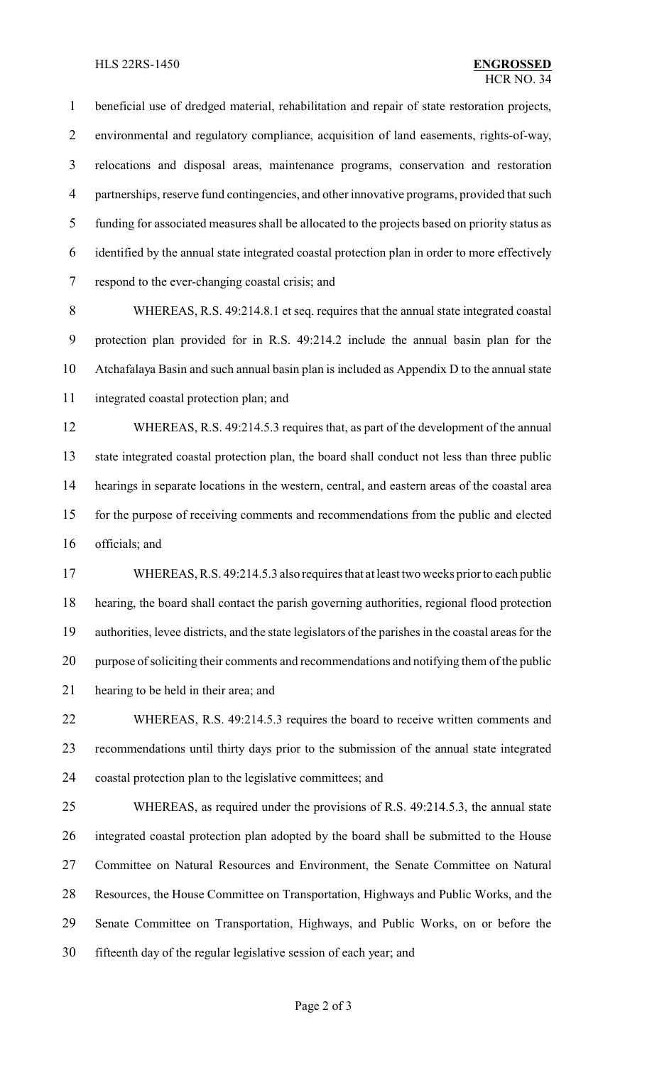beneficial use of dredged material, rehabilitation and repair of state restoration projects, environmental and regulatory compliance, acquisition of land easements, rights-of-way, relocations and disposal areas, maintenance programs, conservation and restoration partnerships, reserve fund contingencies, and other innovative programs, provided that such funding for associated measures shall be allocated to the projects based on priority status as identified by the annual state integrated coastal protection plan in order to more effectively respond to the ever-changing coastal crisis; and

WHEREAS, R.S. 49:214.8.1 et seq. requires that the annual state integrated coastal protection plan provided for in R.S. 49:214.2 include the annual basin plan for the Atchafalaya Basin and such annual basin plan is included as Appendix D to the annual state integrated coastal protection plan; and

WHEREAS, R.S. 49:214.5.3 requires that, as part of the development of the annual state integrated coastal protection plan, the board shall conduct not less than three public hearings in separate locations in the western, central, and eastern areas of the coastal area for the purpose of receiving comments and recommendations from the public and elected officials; and

WHEREAS, R.S. 49:214.5.3 also requires that at least two weeks prior to each public hearing, the board shall contact the parish governing authorities, regional flood protection authorities, levee districts, and the state legislators of the parishes in the coastal areas for the purpose of soliciting their comments and recommendations and notifying them of the public hearing to be held in their area; and

WHEREAS, R.S. 49:214.5.3 requires the board to receive written comments and recommendations until thirty days prior to the submission of the annual state integrated coastal protection plan to the legislative committees; and

WHEREAS, as required under the provisions of R.S. 49:214.5.3, the annual state integrated coastal protection plan adopted by the board shall be submitted to the House Committee on Natural Resources and Environment, the Senate Committee on Natural Resources, the House Committee on Transportation, Highways and Public Works, and the Senate Committee on Transportation, Highways, and Public Works, on or before the fifteenth day of the regular legislative session of each year; and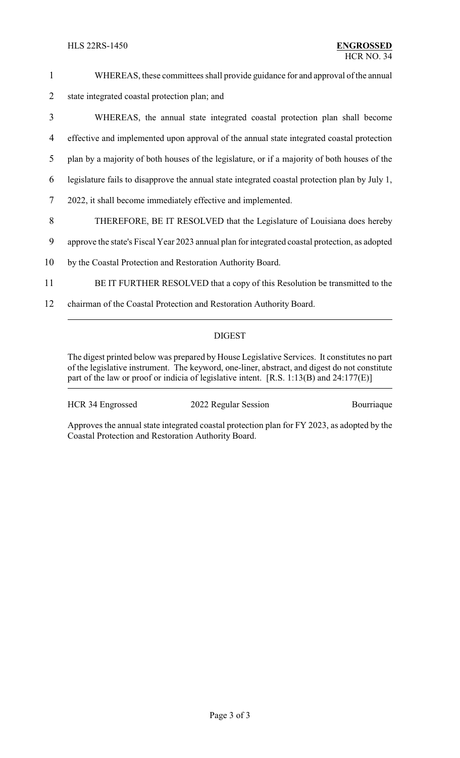WHEREAS, these committees shall provide guidance for and approval of the annual state integrated coastal protection plan; and

WHEREAS, the annual state integrated coastal protection plan shall become effective and implemented upon approval of the annual state integrated coastal protection plan by a majority of both houses of the legislature, or if a majority of both houses of the legislature fails to disapprove the annual state integrated coastal protection plan by July 1, 2022, it shall become immediately effective and implemented.

THEREFORE, BE IT RESOLVED that the Legislature of Louisiana does hereby approve the state's Fiscal Year 2023 annual plan for integrated coastal protection, as adopted by the Coastal Protection and Restoration Authority Board.

BE IT FURTHER RESOLVED that a copy of this Resolution be transmitted to the chairman of the Coastal Protection and Restoration Authority Board.

---

## DIGEST

The digest printed below was prepared by House Legislative Services. It constitutes no part of the legislative instrument. The keyword, one-liner, abstract, and digest do not constitute part of the law or proof or indicia of legislative intent. [R.S. 1:13(B) and 24:177(E)]

---

HCR 34 Engrossed | 2022 Regular Session | Bourriaque

Approves the annual state integrated coastal protection plan for FY 2023, as adopted by the Coastal Protection and Restoration Authority Board.